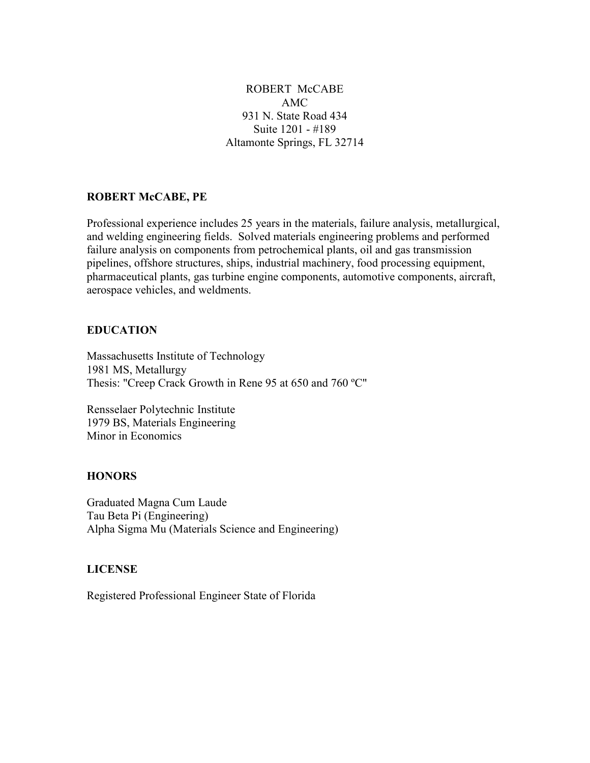ROBERT McCABE
AMC
931 N. State Road 434
Suite 1201 - #189
Altamonte Springs, FL 32714

## ROBERT McCABE, PE

Professional experience includes 25 years in the materials, failure analysis, metallurgical, and welding engineering fields. Solved materials engineering problems and performed failure analysis on components from petrochemical plants, oil and gas transmission pipelines, offshore structures, ships, industrial machinery, food processing equipment, pharmaceutical plants, gas turbine engine components, automotive components, aircraft, aerospace vehicles, and weldments.

## EDUCATION

Massachusetts Institute of Technology
1981 MS, Metallurgy
Thesis: "Creep Crack Growth in Rene 95 at 650 and 760 ºC"

Rensselaer Polytechnic Institute
1979 BS, Materials Engineering
Minor in Economics

## HONORS

Graduated Magna Cum Laude
Tau Beta Pi (Engineering)
Alpha Sigma Mu (Materials Science and Engineering)

## LICENSE

Registered Professional Engineer State of Florida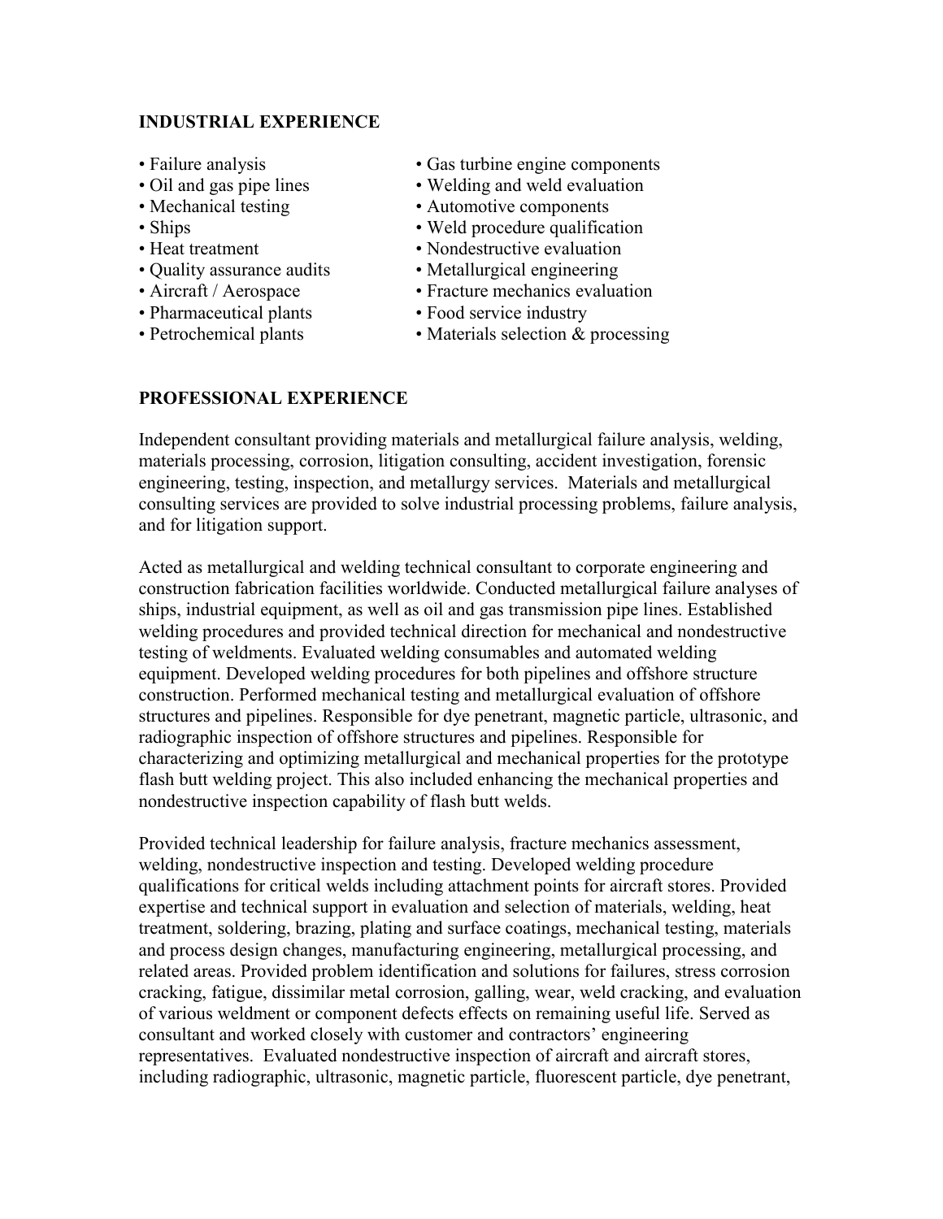## INDUSTRIAL EXPERIENCE

- Failure analysis
- Oil and gas pipe lines
- Mechanical testing
- Ships
- Heat treatment
- Quality assurance audits
- Aircraft / Aerospace
- Pharmaceutical plants
- Petrochemical plants
- Gas turbine engine components
- Welding and weld evaluation
- Automotive components
- Weld procedure qualification
- Nondestructive evaluation
- Metallurgical engineering
- Fracture mechanics evaluation
- Food service industry
- Materials selection & processing

## PROFESSIONAL EXPERIENCE

Independent consultant providing materials and metallurgical failure analysis, welding, materials processing, corrosion, litigation consulting, accident investigation, forensic engineering, testing, inspection, and metallurgy services. Materials and metallurgical consulting services are provided to solve industrial processing problems, failure analysis, and for litigation support.

Acted as metallurgical and welding technical consultant to corporate engineering and construction fabrication facilities worldwide. Conducted metallurgical failure analyses of ships, industrial equipment, as well as oil and gas transmission pipe lines. Established welding procedures and provided technical direction for mechanical and nondestructive testing of weldments. Evaluated welding consumables and automated welding equipment. Developed welding procedures for both pipelines and offshore structure construction. Performed mechanical testing and metallurgical evaluation of offshore structures and pipelines. Responsible for dye penetrant, magnetic particle, ultrasonic, and radiographic inspection of offshore structures and pipelines. Responsible for characterizing and optimizing metallurgical and mechanical properties for the prototype flash butt welding project. This also included enhancing the mechanical properties and nondestructive inspection capability of flash butt welds.

Provided technical leadership for failure analysis, fracture mechanics assessment, welding, nondestructive inspection and testing. Developed welding procedure qualifications for critical welds including attachment points for aircraft stores. Provided expertise and technical support in evaluation and selection of materials, welding, heat treatment, soldering, brazing, plating and surface coatings, mechanical testing, materials and process design changes, manufacturing engineering, metallurgical processing, and related areas. Provided problem identification and solutions for failures, stress corrosion cracking, fatigue, dissimilar metal corrosion, galling, wear, weld cracking, and evaluation of various weldment or component defects effects on remaining useful life. Served as consultant and worked closely with customer and contractors' engineering representatives. Evaluated nondestructive inspection of aircraft and aircraft stores, including radiographic, ultrasonic, magnetic particle, fluorescent particle, dye penetrant,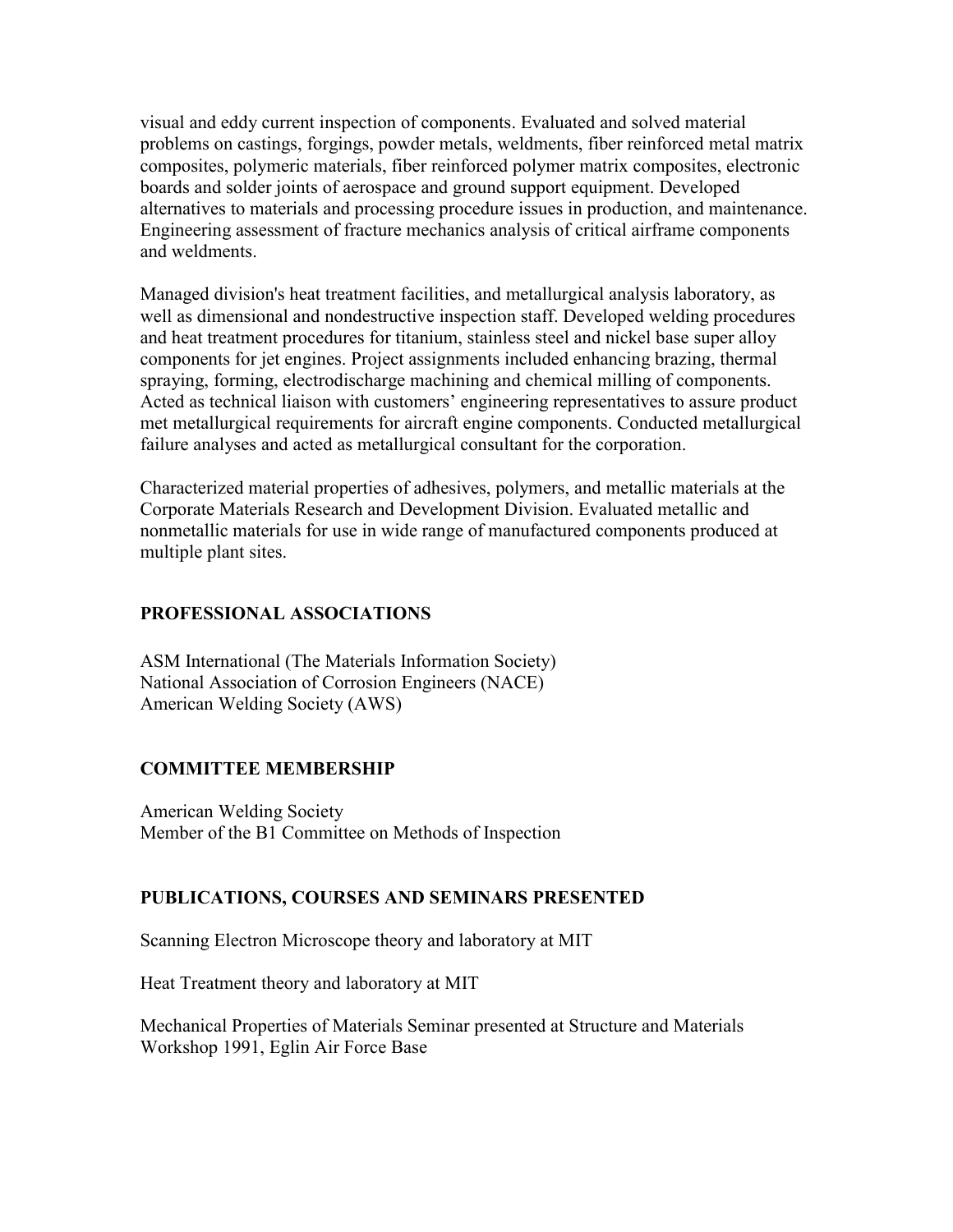visual and eddy current inspection of components. Evaluated and solved material problems on castings, forgings, powder metals, weldments, fiber reinforced metal matrix composites, polymeric materials, fiber reinforced polymer matrix composites, electronic boards and solder joints of aerospace and ground support equipment. Developed alternatives to materials and processing procedure issues in production, and maintenance. Engineering assessment of fracture mechanics analysis of critical airframe components and weldments.

Managed division's heat treatment facilities, and metallurgical analysis laboratory, as well as dimensional and nondestructive inspection staff. Developed welding procedures and heat treatment procedures for titanium, stainless steel and nickel base super alloy components for jet engines. Project assignments included enhancing brazing, thermal spraying, forming, electrodischarge machining and chemical milling of components. Acted as technical liaison with customers' engineering representatives to assure product met metallurgical requirements for aircraft engine components. Conducted metallurgical failure analyses and acted as metallurgical consultant for the corporation.

Characterized material properties of adhesives, polymers, and metallic materials at the Corporate Materials Research and Development Division. Evaluated metallic and nonmetallic materials for use in wide range of manufactured components produced at multiple plant sites.

## PROFESSIONAL ASSOCIATIONS

ASM International (The Materials Information Society)
National Association of Corrosion Engineers (NACE)
American Welding Society (AWS)

## COMMITTEE MEMBERSHIP

American Welding Society
Member of the B1 Committee on Methods of Inspection

## PUBLICATIONS, COURSES AND SEMINARS PRESENTED

Scanning Electron Microscope theory and laboratory at MIT

Heat Treatment theory and laboratory at MIT

Mechanical Properties of Materials Seminar presented at Structure and Materials Workshop 1991, Eglin Air Force Base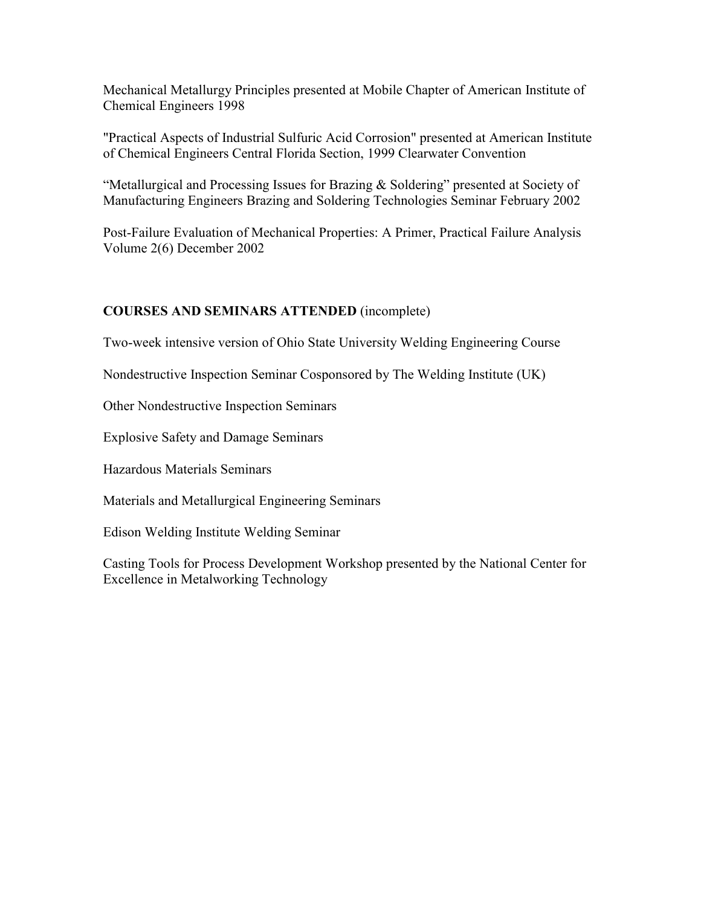Mechanical Metallurgy Principles presented at Mobile Chapter of American Institute of Chemical Engineers 1998

"Practical Aspects of Industrial Sulfuric Acid Corrosion" presented at American Institute of Chemical Engineers Central Florida Section, 1999 Clearwater Convention

"Metallurgical and Processing Issues for Brazing & Soldering" presented at Society of Manufacturing Engineers Brazing and Soldering Technologies Seminar February 2002

Post-Failure Evaluation of Mechanical Properties: A Primer, Practical Failure Analysis Volume 2(6) December 2002

**COURSES AND SEMINARS ATTENDED** (incomplete)

Two-week intensive version of Ohio State University Welding Engineering Course

Nondestructive Inspection Seminar Cosponsored by The Welding Institute (UK)

Other Nondestructive Inspection Seminars

Explosive Safety and Damage Seminars

Hazardous Materials Seminars

Materials and Metallurgical Engineering Seminars

Edison Welding Institute Welding Seminar

Casting Tools for Process Development Workshop presented by the National Center for Excellence in Metalworking Technology